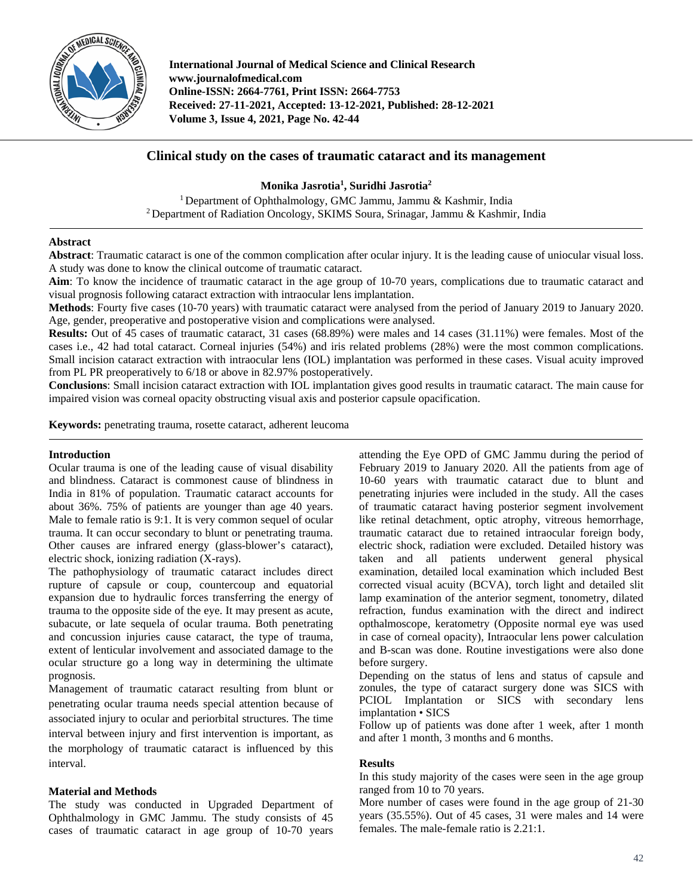# Clinical study on the cases of traumatic cataract and its management

**Monika Jasrotia[1], Suridhi Jasrotia[2]**

[1] Department of Ophthalmology, GMC Jammu, Jammu & Kashmir, India
[2] Department of Radiation Oncology, SKIMS Soura, Srinagar, Jammu & Kashmir, India

## Abstract

**Abstract**: Traumatic cataract is one of the common complication after ocular injury. It is the leading cause of uniocular visual loss. A study was done to know the clinical outcome of traumatic cataract.

**Aim**: To know the incidence of traumatic cataract in the age group of 10-70 years, complications due to traumatic cataract and visual prognosis following cataract extraction with intraocular lens implantation.

**Methods**: Fourty five cases (10-70 years) with traumatic cataract were analysed from the period of January 2019 to January 2020. Age, gender, preoperative and postoperative vision and complications were analysed.

**Results:** Out of 45 cases of traumatic cataract, 31 cases (68.89%) were males and 14 cases (31.11%) were females. Most of the cases i.e., 42 had total cataract. Corneal injuries (54%) and iris related problems (28%) were the most common complications. Small incision cataract extraction with intraocular lens (IOL) implantation was performed in these cases. Visual acuity improved from PL PR preoperatively to 6/18 or above in 82.97% postoperatively.

**Conclusions**: Small incision cataract extraction with IOL implantation gives good results in traumatic cataract. The main cause for impaired vision was corneal opacity obstructing visual axis and posterior capsule opacification.

**Keywords:** penetrating trauma, rosette cataract, adherent leucoma

## Introduction

Ocular trauma is one of the leading cause of visual disability and blindness. Cataract is commonest cause of blindness in India in 81% of population. Traumatic cataract accounts for about 36%. 75% of patients are younger than age 40 years. Male to female ratio is 9:1. It is very common sequel of ocular trauma. It can occur secondary to blunt or penetrating trauma. Other causes are infrared energy (glass-blower's cataract), electric shock, ionizing radiation (X-rays).

The pathophysiology of traumatic cataract includes direct rupture of capsule or coup, countercoup and equatorial expansion due to hydraulic forces transferring the energy of trauma to the opposite side of the eye. It may present as acute, subacute, or late sequela of ocular trauma. Both penetrating and concussion injuries cause cataract, the type of trauma, extent of lenticular involvement and associated damage to the ocular structure go a long way in determining the ultimate prognosis.

Management of traumatic cataract resulting from blunt or penetrating ocular trauma needs special attention because of associated injury to ocular and periorbital structures. The time interval between injury and first intervention is important, as the morphology of traumatic cataract is influenced by this interval.

## Material and Methods

The study was conducted in Upgraded Department of Ophthalmology in GMC Jammu. The study consists of 45 cases of traumatic cataract in age group of 10-70 years attending the Eye OPD of GMC Jammu during the period of February 2019 to January 2020. All the patients from age of 10-60 years with traumatic cataract due to blunt and penetrating injuries were included in the study. All the cases of traumatic cataract having posterior segment involvement like retinal detachment, optic atrophy, vitreous hemorrhage, traumatic cataract due to retained intraocular foreign body, electric shock, radiation were excluded. Detailed history was taken and all patients underwent general physical examination, detailed local examination which included Best corrected visual acuity (BCVA), torch light and detailed slit lamp examination of the anterior segment, tonometry, dilated refraction, fundus examination with the direct and indirect opthalmoscope, keratometry (Opposite normal eye was used in case of corneal opacity), Intraocular lens power calculation and B-scan was done. Routine investigations were also done before surgery.

Depending on the status of lens and status of capsule and zonules, the type of cataract surgery done was SICS with PCIOL Implantation or SICS with secondary lens implantation • SICS

Follow up of patients was done after 1 week, after 1 month and after 1 month, 3 months and 6 months.

## Results

In this study majority of the cases were seen in the age group ranged from 10 to 70 years.

More number of cases were found in the age group of 21-30 years (35.55%). Out of 45 cases, 31 were males and 14 were females. The male-female ratio is 2.21:1.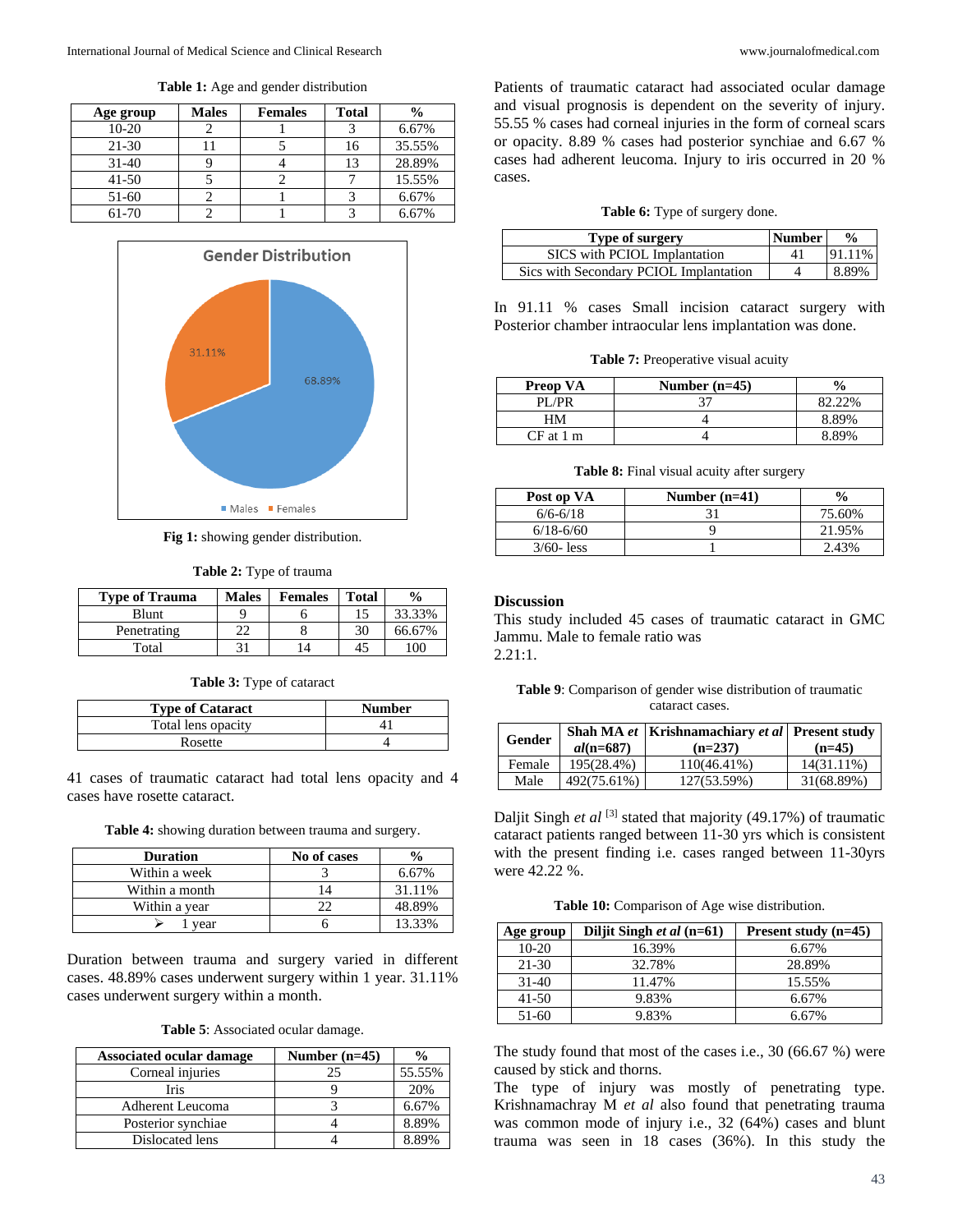**Table 1:** Age and gender distribution

| Age group | Males | Females | Total | % |
|---|---|---|---|---|
| 10-20 | 2 | 1 | 3 | 6.67% |
| 21-30 | 11 | 5 | 16 | 35.55% |
| 31-40 | 9 | 4 | 13 | 28.89% |
| 41-50 | 5 | 2 | 7 | 15.55% |
| 51-60 | 2 | 1 | 3 | 6.67% |
| 61-70 | 2 | 1 | 3 | 6.67% |

**Fig 1:** showing gender distribution.

**Table 2:** Type of trauma

| Type of Trauma | Males | Females | Total | % |
|---|---|---|---|---|
| Blunt | 9 | 6 | 15 | 33.33% |
| Penetrating | 22 | 8 | 30 | 66.67% |
| Total | 31 | 14 | 45 | 100 |

**Table 3:** Type of cataract

| Type of Cataract | Number |
|---|---|
| Total lens opacity | 41 |
| Rosette | 4 |

41 cases of traumatic cataract had total lens opacity and 4 cases have rosette cataract.

**Table 4:** showing duration between trauma and surgery.

| Duration | No of cases | % |
|---|---|---|
| Within a week | 3 | 6.67% |
| Within a month | 14 | 31.11% |
| Within a year | 22 | 48.89% |
| ➢ 1 year | 6 | 13.33% |

Duration between trauma and surgery varied in different cases. 48.89% cases underwent surgery within 1 year. 31.11% cases underwent surgery within a month.

**Table 5**: Associated ocular damage.

| Associated ocular damage | Number (n=45) | % |
|---|---|---|
| Corneal injuries | 25 | 55.55% |
| Iris | 9 | 20% |
| Adherent Leucoma | 3 | 6.67% |
| Posterior synchiae | 4 | 8.89% |
| Dislocated lens | 4 | 8.89% |

Patients of traumatic cataract had associated ocular damage and visual prognosis is dependent on the severity of injury. 55.55 % cases had corneal injuries in the form of corneal scars or opacity. 8.89 % cases had posterior synchiae and 6.67 % cases had adherent leucoma. Injury to iris occurred in 20 % cases.

**Table 6:** Type of surgery done.

| Type of surgery | Number | % |
|---|---|---|
| SICS with PCIOL Implantation | 41 | 91.11% |
| Sics with Secondary PCIOL Implantation | 4 | 8.89% |

In 91.11 % cases Small incision cataract surgery with Posterior chamber intraocular lens implantation was done.

**Table 7:** Preoperative visual acuity

| Preop VA | Number (n=45) | % |
|---|---|---|
| PL/PR | 37 | 82.22% |
| HM | 4 | 8.89% |
| CF at 1 m | 4 | 8.89% |

**Table 8:** Final visual acuity after surgery

| Post op VA | Number (n=41) | % |
|---|---|---|
| 6/6-6/18 | 31 | 75.60% |
| 6/18-6/60 | 9 | 21.95% |
| 3/60- less | 1 | 2.43% |

## Discussion

This study included 45 cases of traumatic cataract in GMC Jammu. Male to female ratio was 2.21:1.

**Table 9**: Comparison of gender wise distribution of traumatic cataract cases.

| Gender | Shah MA *et al*(n=687) | Krishnamachiary *et al* (n=237) | Present study (n=45) |
|---|---|---|---|
| Female | 195(28.4%) | 110(46.41%) | 14(31.11%) |
| Male | 492(75.61%) | 127(53.59%) | 31(68.89%) |

Daljit Singh *et al* [3] stated that majority (49.17%) of traumatic cataract patients ranged between 11-30 yrs which is consistent with the present finding i.e. cases ranged between 11-30yrs were 42.22 %.

**Table 10:** Comparison of Age wise distribution.

| Age group | Diljit Singh *et al* (n=61) | Present study (n=45) |
|---|---|---|
| 10-20 | 16.39% | 6.67% |
| 21-30 | 32.78% | 28.89% |
| 31-40 | 11.47% | 15.55% |
| 41-50 | 9.83% | 6.67% |
| 51-60 | 9.83% | 6.67% |

The study found that most of the cases i.e., 30 (66.67 %) were caused by stick and thorns.

The type of injury was mostly of penetrating type. Krishnamachray M *et al* also found that penetrating trauma was common mode of injury i.e., 32 (64%) cases and blunt trauma was seen in 18 cases (36%). In this study the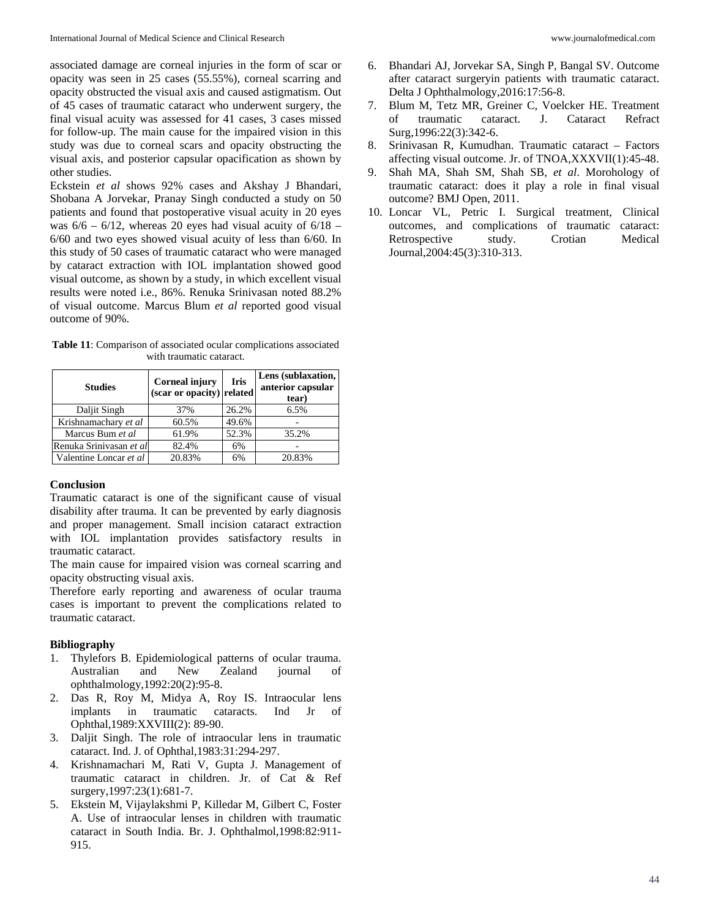associated damage are corneal injuries in the form of scar or opacity was seen in 25 cases (55.55%), corneal scarring and opacity obstructed the visual axis and caused astigmatism. Out of 45 cases of traumatic cataract who underwent surgery, the final visual acuity was assessed for 41 cases, 3 cases missed for follow-up. The main cause for the impaired vision in this study was due to corneal scars and opacity obstructing the visual axis, and posterior capsular opacification as shown by other studies.

Eckstein *et al* shows 92% cases and Akshay J Bhandari, Shobana A Jorvekar, Pranay Singh conducted a study on 50 patients and found that postoperative visual acuity in 20 eyes was 6/6 – 6/12, whereas 20 eyes had visual acuity of 6/18 – 6/60 and two eyes showed visual acuity of less than 6/60. In this study of 50 cases of traumatic cataract who were managed by cataract extraction with IOL implantation showed good visual outcome, as shown by a study, in which excellent visual results were noted i.e., 86%. Renuka Srinivasan noted 88.2% of visual outcome. Marcus Blum *et al* reported good visual outcome of 90%.

**Table 11**: Comparison of associated ocular complications associated with traumatic cataract.

| Studies | Corneal injury (scar or opacity) | Iris related | Lens (sublaxation, anterior capsular tear) |
|---|---|---|---|
| Daljit Singh | 37% | 26.2% | 6.5% |
| Krishnamachary *et al* | 60.5% | 49.6% | - |
| Marcus Bum *et al* | 61.9% | 52.3% | 35.2% |
| Renuka Srinivasan *et al* | 82.4% | 6% | - |
| Valentine Loncar *et al* | 20.83% | 6% | 20.83% |

## Conclusion

Traumatic cataract is one of the significant cause of visual disability after trauma. It can be prevented by early diagnosis and proper management. Small incision cataract extraction with IOL implantation provides satisfactory results in traumatic cataract.

The main cause for impaired vision was corneal scarring and opacity obstructing visual axis.

Therefore early reporting and awareness of ocular trauma cases is important to prevent the complications related to traumatic cataract.

## Bibliography

1. Thylefors B. Epidemiological patterns of ocular trauma. Australian and New Zealand journal of ophthalmology,1992:20(2):95-8.
2. Das R, Roy M, Midya A, Roy IS. Intraocular lens implants in traumatic cataracts. Ind Jr of Ophthal,1989:XXVIII(2): 89-90.
3. Daljit Singh. The role of intraocular lens in traumatic cataract. Ind. J. of Ophthal,1983:31:294-297.
4. Krishnamachari M, Rati V, Gupta J. Management of traumatic cataract in children. Jr. of Cat & Ref surgery,1997:23(1):681-7.
5. Ekstein M, Vijaylakshmi P, Killedar M, Gilbert C, Foster A. Use of intraocular lenses in children with traumatic cataract in South India. Br. J. Ophthalmol,1998:82:911-915.
6. Bhandari AJ, Jorvekar SA, Singh P, Bangal SV. Outcome after cataract surgeryin patients with traumatic cataract. Delta J Ophthalmology,2016:17:56-8.
7. Blum M, Tetz MR, Greiner C, Voelcker HE. Treatment of traumatic cataract. J. Cataract Refract Surg,1996:22(3):342-6.
8. Srinivasan R, Kumudhan. Traumatic cataract – Factors affecting visual outcome. Jr. of TNOA,XXXVII(1):45-48.
9. Shah MA, Shah SM, Shah SB, *et al*. Morohology of traumatic cataract: does it play a role in final visual outcome? BMJ Open, 2011.
10. Loncar VL, Petric I. Surgical treatment, Clinical outcomes, and complications of traumatic cataract: Retrospective study. Crotian Medical Journal,2004:45(3):310-313.